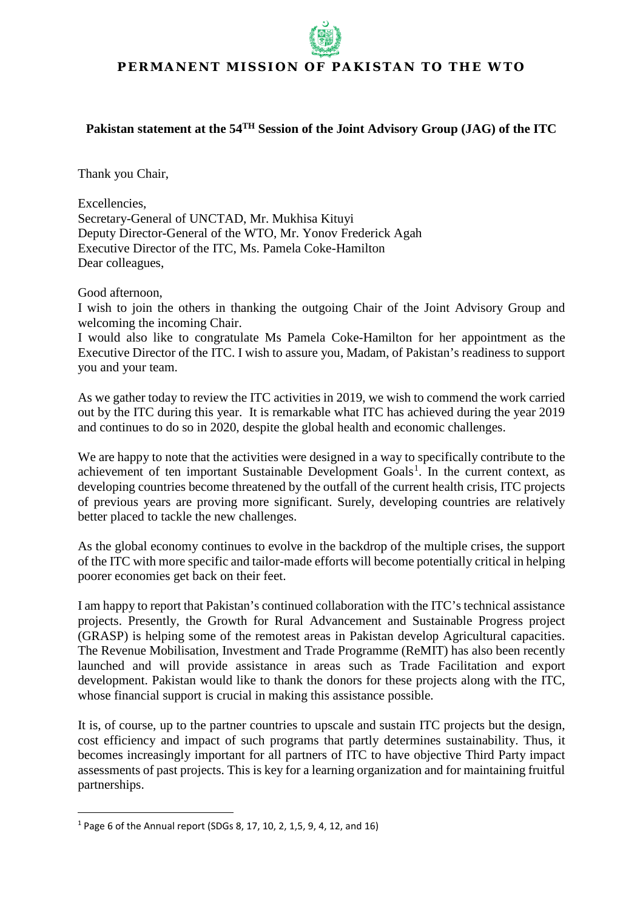**PERMANENT MISSION OF PAKISTAN TO THE WTO**

**Pakistan statement at the 54TH Session of the Joint Advisory Group (JAG) of the ITC**

Thank you Chair,

Excellencies,
Secretary-General of UNCTAD, Mr. Mukhisa Kituyi
Deputy Director-General of the WTO, Mr. Yonov Frederick Agah
Executive Director of the ITC, Ms. Pamela Coke-Hamilton
Dear colleagues,

Good afternoon,
I wish to join the others in thanking the outgoing Chair of the Joint Advisory Group and welcoming the incoming Chair.
I would also like to congratulate Ms Pamela Coke-Hamilton for her appointment as the Executive Director of the ITC. I wish to assure you, Madam, of Pakistan's readiness to support you and your team.

As we gather today to review the ITC activities in 2019, we wish to commend the work carried out by the ITC during this year. It is remarkable what ITC has achieved during the year 2019 and continues to do so in 2020, despite the global health and economic challenges.

We are happy to note that the activities were designed in a way to specifically contribute to the achievement of ten important Sustainable Development Goals[1]. In the current context, as developing countries become threatened by the outfall of the current health crisis, ITC projects of previous years are proving more significant. Surely, developing countries are relatively better placed to tackle the new challenges.

As the global economy continues to evolve in the backdrop of the multiple crises, the support of the ITC with more specific and tailor-made efforts will become potentially critical in helping poorer economies get back on their feet.

I am happy to report that Pakistan's continued collaboration with the ITC's technical assistance projects. Presently, the Growth for Rural Advancement and Sustainable Progress project (GRASP) is helping some of the remotest areas in Pakistan develop Agricultural capacities. The Revenue Mobilisation, Investment and Trade Programme (ReMIT) has also been recently launched and will provide assistance in areas such as Trade Facilitation and export development. Pakistan would like to thank the donors for these projects along with the ITC, whose financial support is crucial in making this assistance possible.

It is, of course, up to the partner countries to upscale and sustain ITC projects but the design, cost efficiency and impact of such programs that partly determines sustainability. Thus, it becomes increasingly important for all partners of ITC to have objective Third Party impact assessments of past projects. This is key for a learning organization and for maintaining fruitful partnerships.

---

[1] Page 6 of the Annual report (SDGs 8, 17, 10, 2, 1,5, 9, 4, 12, and 16)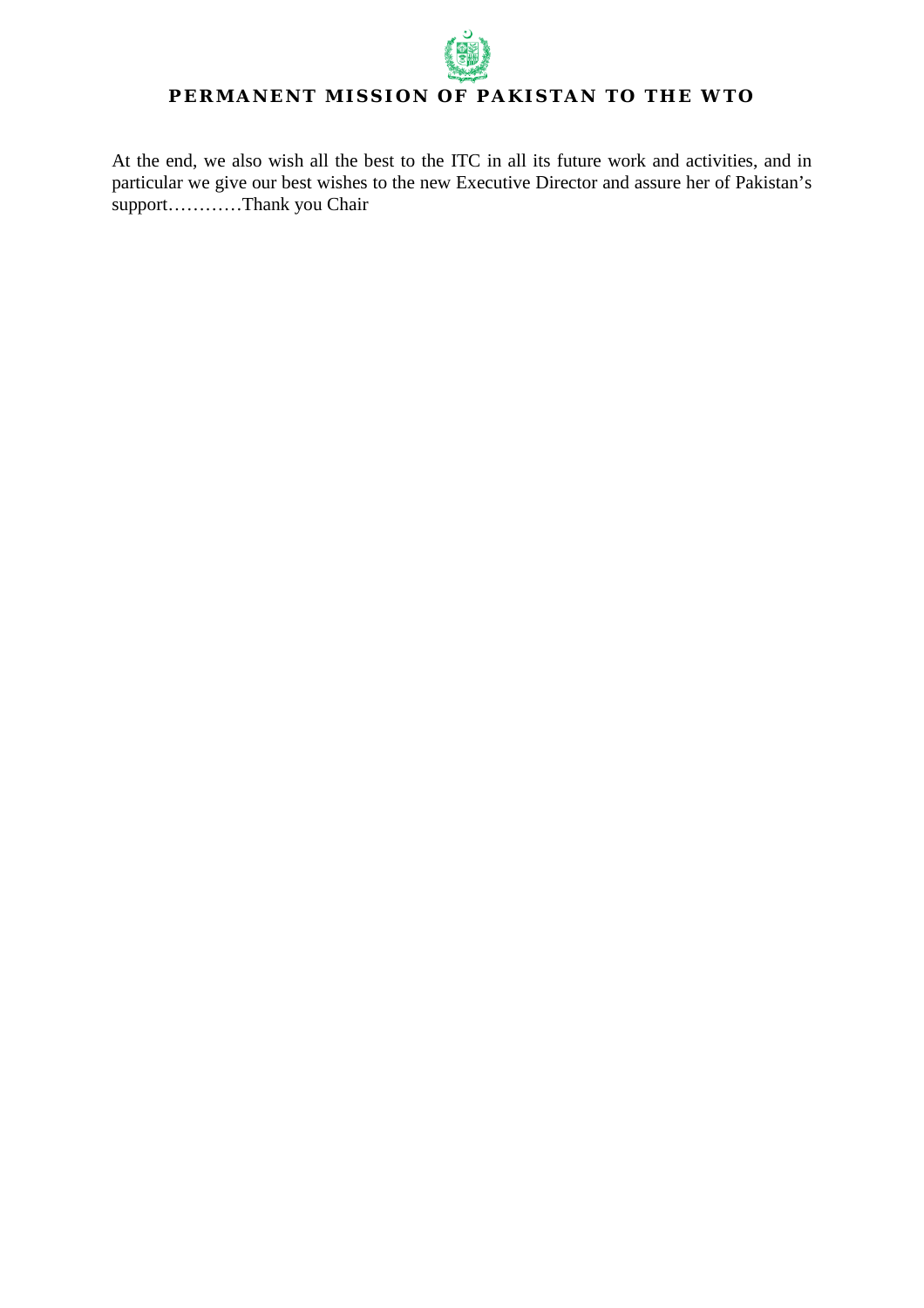At the end, we also wish all the best to the ITC in all its future work and activities, and in particular we give our best wishes to the new Executive Director and assure her of Pakistan's support…………Thank you Chair